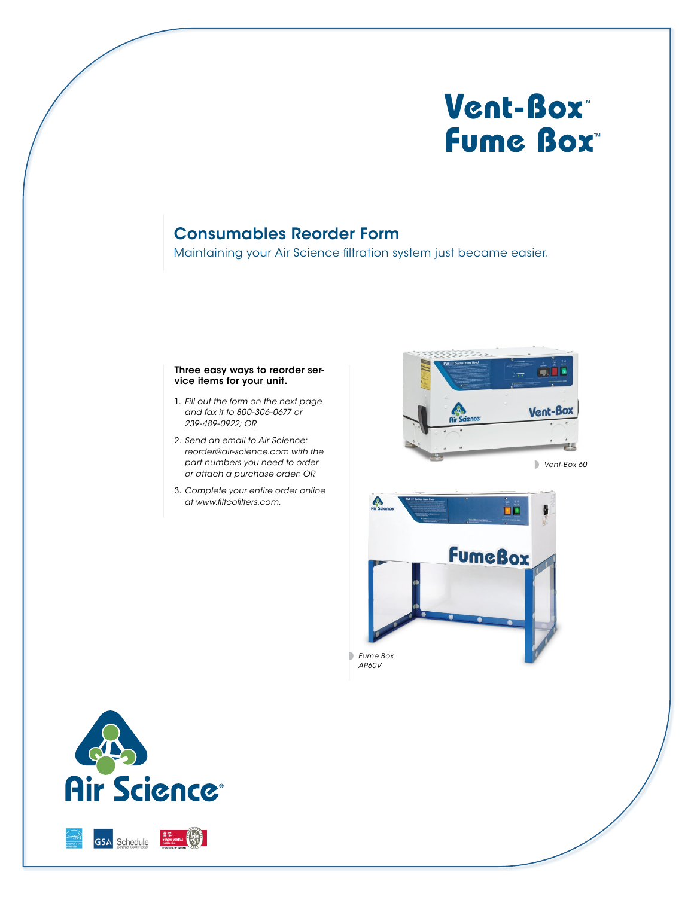# Vent-Box™ Fume Box™

## Consumables Reorder Form

Maintaining your Air Science filtration system just became easier.

**Three easy ways to reorder service items for your unit.**

1. *Fill out the form on the next page and fax it to 800-306-0677 or 239-489-0922; OR*
2. *Send an email to Air Science: reorder@air-science.com with the part numbers you need to order or attach a purchase order; OR*
3. *Complete your entire order online at www.filtcofilters.com.*

*Vent-Box 60*

*Fume Box AP60V*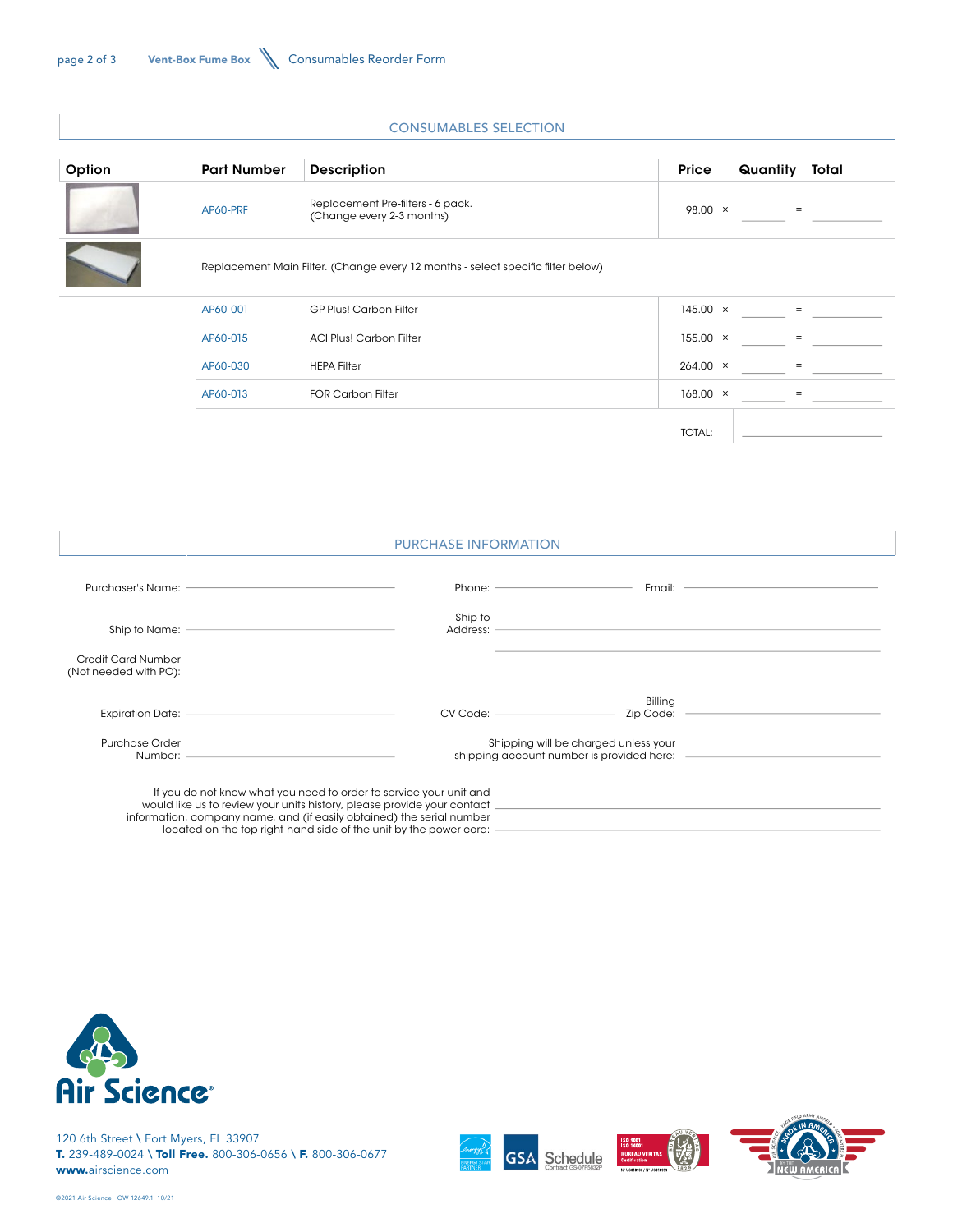## CONSUMABLES SELECTION

| Option | Part Number | Description | Price | Quantity | Total |
|---|---|---|---|---|---|
| | AP60-PRF | Replacement Pre-filters - 6 pack. (Change every 2-3 months) | 98.00 × | | = |
| | Replacement Main Filter. (Change every 12 months - select specific filter below) | | | | |
| | AP60-001 | GP Plus! Carbon Filter | 145.00 × | | = |
| | AP60-015 | ACI Plus! Carbon Filter | 155.00 × | | = |
| | AP60-030 | HEPA Filter | 264.00 × | | = |
| | AP60-013 | FOR Carbon Filter | 168.00 × | | = |
| | | | TOTAL: | | |

## PURCHASE INFORMATION

Purchaser's Name: \_\_\_\_\_\_\_\_\_\_\_\_\_\_\_\_ Phone: \_\_\_\_\_\_\_\_\_\_\_\_ Email: \_\_\_\_\_\_\_\_\_\_\_\_

Ship to Name: \_\_\_\_\_\_\_\_\_\_\_\_\_\_\_\_ Ship to Address: \_\_\_\_\_\_\_\_\_\_\_\_\_\_\_\_

Credit Card Number (Not needed with PO): \_\_\_\_\_\_\_\_\_\_\_\_\_\_\_\_

Expiration Date: \_\_\_\_\_\_\_\_\_\_\_\_ CV Code: \_\_\_\_\_\_\_\_ Billing Zip Code: \_\_\_\_\_\_\_\_

Purchase Order Number: \_\_\_\_\_\_\_\_\_\_\_\_ Shipping will be charged unless your shipping account number is provided here: \_\_\_\_\_\_\_\_\_\_\_\_

If you do not know what you need to order to service your unit and would like us to review your units history, please provide your contact information, company name, and (if easily obtained) the serial number located on the top right-hand side of the unit by the power cord: \_\_\_\_\_\_\_\_\_\_\_\_\_\_\_\_

Air Science®

120 6th Street \ Fort Myers, FL 33907
**T.** 239-489-0024 \ **Toll Free.** 800-306-0656 \ **F.** 800-306-0677
**www.**airscience.com

GSA Schedule Contract GS-07F5832P

©2021 Air Science OW 12649.1 10/21